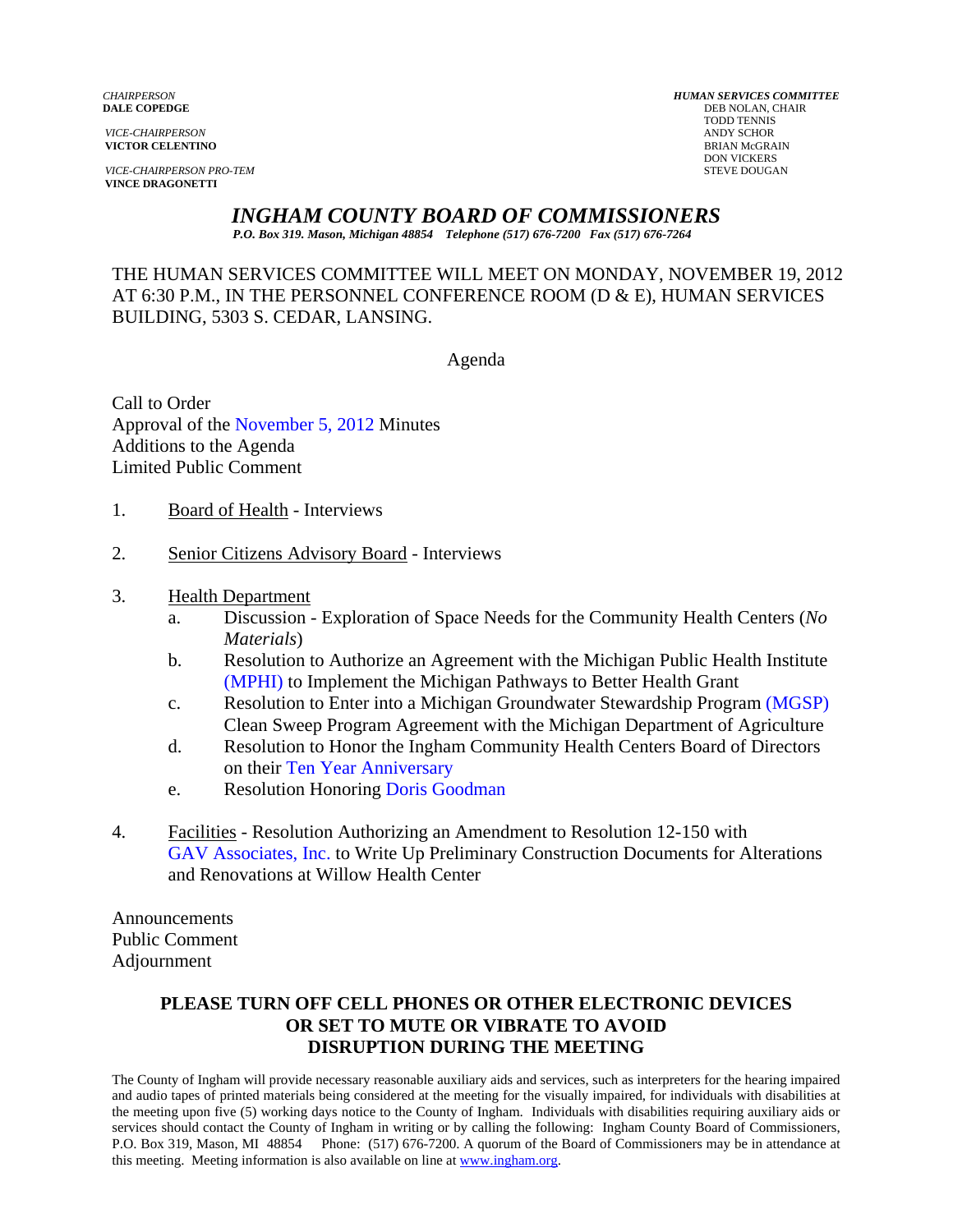*CHAIRPERSON*
**DALE COPEDGE**

*VICE-CHAIRPERSON*
**VICTOR CELENTINO**

*VICE-CHAIRPERSON PRO-TEM*
**VINCE DRAGONETTI**

***HUMAN SERVICES COMMITTEE***
DEB NOLAN, CHAIR
TODD TENNIS
ANDY SCHOR
BRIAN McGRAIN
DON VICKERS
STEVE DOUGAN

# *INGHAM COUNTY BOARD OF COMMISSIONERS*

***P.O. Box 319. Mason, Michigan 48854 Telephone (517) 676-7200 Fax (517) 676-7264***

THE HUMAN SERVICES COMMITTEE WILL MEET ON MONDAY, NOVEMBER 19, 2012 AT 6:30 P.M., IN THE PERSONNEL CONFERENCE ROOM (D & E), HUMAN SERVICES BUILDING, 5303 S. CEDAR, LANSING.

Agenda

Call to Order
Approval of the November 5, 2012 Minutes
Additions to the Agenda
Limited Public Comment

1. Board of Health - Interviews

2. Senior Citizens Advisory Board - Interviews

3. Health Department
   a. Discussion - Exploration of Space Needs for the Community Health Centers (*No Materials*)
   b. Resolution to Authorize an Agreement with the Michigan Public Health Institute (MPHI) to Implement the Michigan Pathways to Better Health Grant
   c. Resolution to Enter into a Michigan Groundwater Stewardship Program (MGSP) Clean Sweep Program Agreement with the Michigan Department of Agriculture
   d. Resolution to Honor the Ingham Community Health Centers Board of Directors on their Ten Year Anniversary
   e. Resolution Honoring Doris Goodman

4. Facilities - Resolution Authorizing an Amendment to Resolution 12-150 with GAV Associates, Inc. to Write Up Preliminary Construction Documents for Alterations and Renovations at Willow Health Center

Announcements
Public Comment
Adjournment

**PLEASE TURN OFF CELL PHONES OR OTHER ELECTRONIC DEVICES OR SET TO MUTE OR VIBRATE TO AVOID DISRUPTION DURING THE MEETING**

The County of Ingham will provide necessary reasonable auxiliary aids and services, such as interpreters for the hearing impaired and audio tapes of printed materials being considered at the meeting for the visually impaired, for individuals with disabilities at the meeting upon five (5) working days notice to the County of Ingham. Individuals with disabilities requiring auxiliary aids or services should contact the County of Ingham in writing or by calling the following: Ingham County Board of Commissioners, P.O. Box 319, Mason, MI 48854 Phone: (517) 676-7200. A quorum of the Board of Commissioners may be in attendance at this meeting. Meeting information is also available on line at www.ingham.org.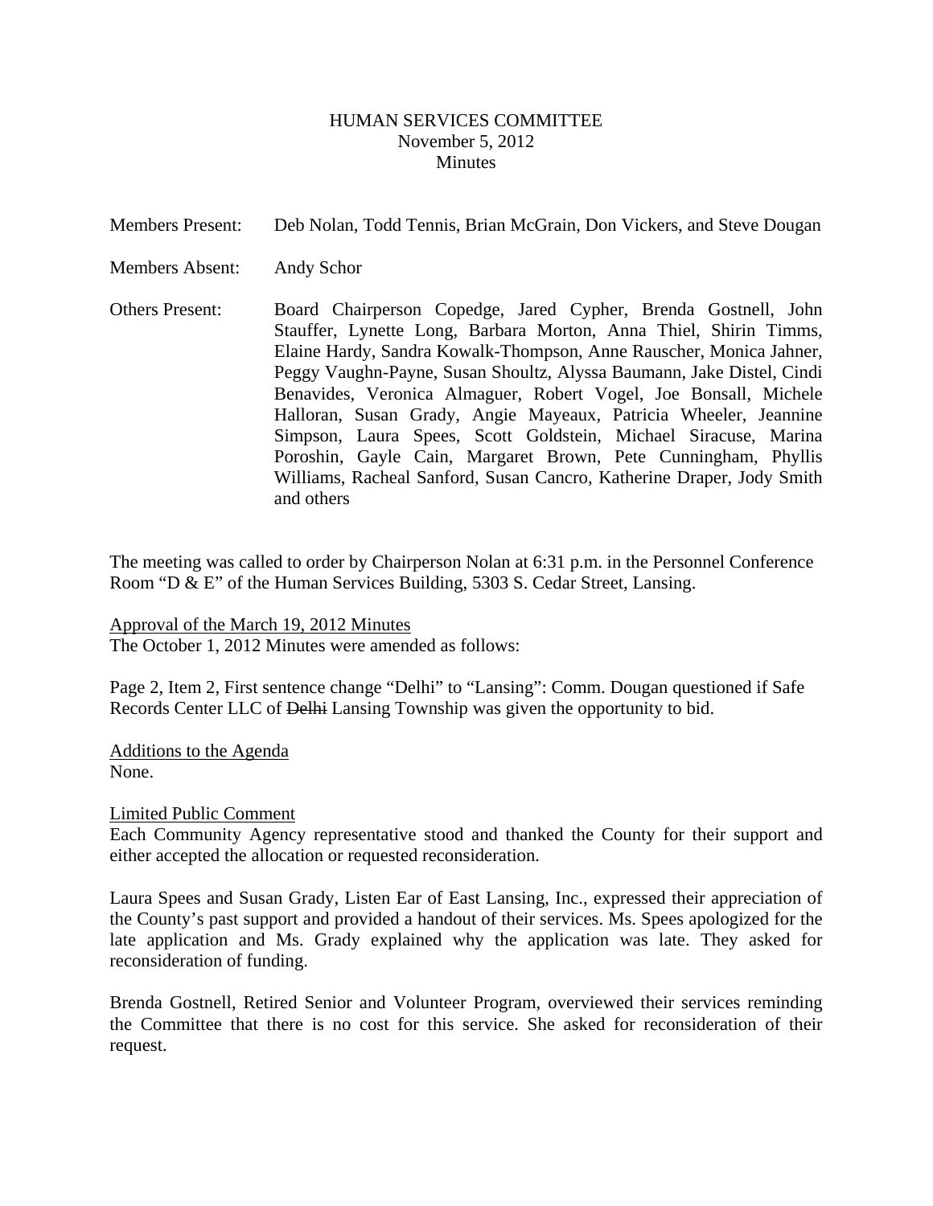HUMAN SERVICES COMMITTEE
November 5, 2012
Minutes

Members Present: Deb Nolan, Todd Tennis, Brian McGrain, Don Vickers, and Steve Dougan

Members Absent: Andy Schor

Others Present: Board Chairperson Copedge, Jared Cypher, Brenda Gostnell, John Stauffer, Lynette Long, Barbara Morton, Anna Thiel, Shirin Timms, Elaine Hardy, Sandra Kowalk-Thompson, Anne Rauscher, Monica Jahner, Peggy Vaughn-Payne, Susan Shoultz, Alyssa Baumann, Jake Distel, Cindi Benavides, Veronica Almaguer, Robert Vogel, Joe Bonsall, Michele Halloran, Susan Grady, Angie Mayeaux, Patricia Wheeler, Jeannine Simpson, Laura Spees, Scott Goldstein, Michael Siracuse, Marina Poroshin, Gayle Cain, Margaret Brown, Pete Cunningham, Phyllis Williams, Racheal Sanford, Susan Cancro, Katherine Draper, Jody Smith and others

The meeting was called to order by Chairperson Nolan at 6:31 p.m. in the Personnel Conference Room "D & E" of the Human Services Building, 5303 S. Cedar Street, Lansing.

Approval of the March 19, 2012 Minutes

The October 1, 2012 Minutes were amended as follows:

Page 2, Item 2, First sentence change "Delhi" to "Lansing": Comm. Dougan questioned if Safe Records Center LLC of ~~Delhi~~ Lansing Township was given the opportunity to bid.

Additions to the Agenda

None.

Limited Public Comment

Each Community Agency representative stood and thanked the County for their support and either accepted the allocation or requested reconsideration.

Laura Spees and Susan Grady, Listen Ear of East Lansing, Inc., expressed their appreciation of the County's past support and provided a handout of their services. Ms. Spees apologized for the late application and Ms. Grady explained why the application was late. They asked for reconsideration of funding.

Brenda Gostnell, Retired Senior and Volunteer Program, overviewed their services reminding the Committee that there is no cost for this service. She asked for reconsideration of their request.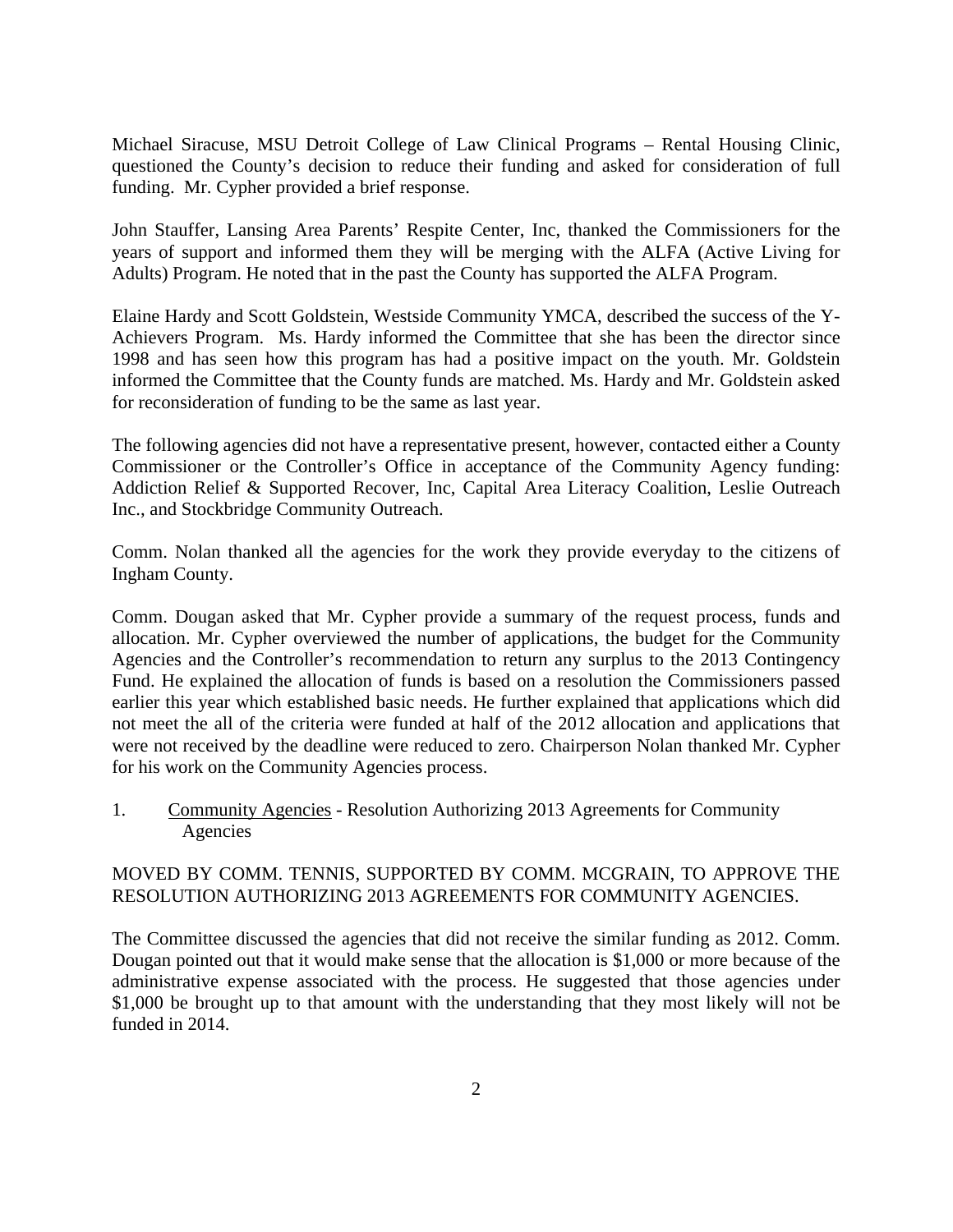Michael Siracuse, MSU Detroit College of Law Clinical Programs – Rental Housing Clinic, questioned the County's decision to reduce their funding and asked for consideration of full funding. Mr. Cypher provided a brief response.

John Stauffer, Lansing Area Parents' Respite Center, Inc, thanked the Commissioners for the years of support and informed them they will be merging with the ALFA (Active Living for Adults) Program. He noted that in the past the County has supported the ALFA Program.

Elaine Hardy and Scott Goldstein, Westside Community YMCA, described the success of the Y-Achievers Program. Ms. Hardy informed the Committee that she has been the director since 1998 and has seen how this program has had a positive impact on the youth. Mr. Goldstein informed the Committee that the County funds are matched. Ms. Hardy and Mr. Goldstein asked for reconsideration of funding to be the same as last year.

The following agencies did not have a representative present, however, contacted either a County Commissioner or the Controller's Office in acceptance of the Community Agency funding: Addiction Relief & Supported Recover, Inc, Capital Area Literacy Coalition, Leslie Outreach Inc., and Stockbridge Community Outreach.

Comm. Nolan thanked all the agencies for the work they provide everyday to the citizens of Ingham County.

Comm. Dougan asked that Mr. Cypher provide a summary of the request process, funds and allocation. Mr. Cypher overviewed the number of applications, the budget for the Community Agencies and the Controller's recommendation to return any surplus to the 2013 Contingency Fund. He explained the allocation of funds is based on a resolution the Commissioners passed earlier this year which established basic needs. He further explained that applications which did not meet the all of the criteria were funded at half of the 2012 allocation and applications that were not received by the deadline were reduced to zero. Chairperson Nolan thanked Mr. Cypher for his work on the Community Agencies process.

1. Community Agencies - Resolution Authorizing 2013 Agreements for Community Agencies

MOVED BY COMM. TENNIS, SUPPORTED BY COMM. MCGRAIN, TO APPROVE THE RESOLUTION AUTHORIZING 2013 AGREEMENTS FOR COMMUNITY AGENCIES.

The Committee discussed the agencies that did not receive the similar funding as 2012. Comm. Dougan pointed out that it would make sense that the allocation is $1,000 or more because of the administrative expense associated with the process. He suggested that those agencies under $1,000 be brought up to that amount with the understanding that they most likely will not be funded in 2014.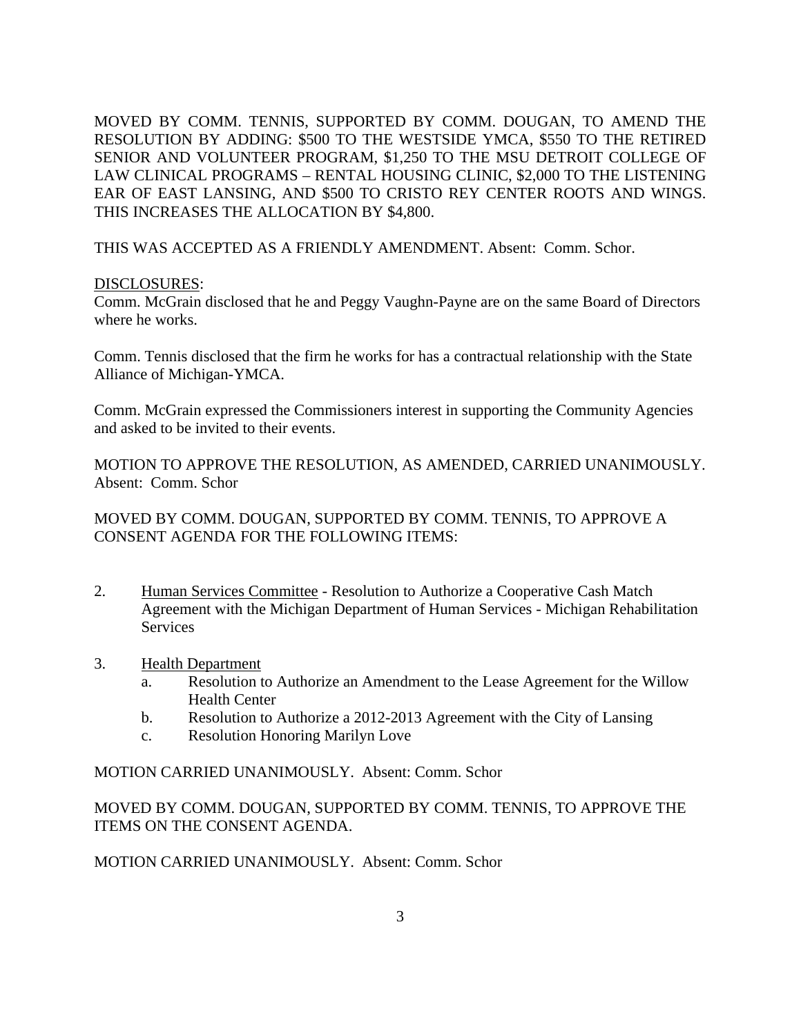MOVED BY COMM. TENNIS, SUPPORTED BY COMM. DOUGAN, TO AMEND THE RESOLUTION BY ADDING: $500 TO THE WESTSIDE YMCA, $550 TO THE RETIRED SENIOR AND VOLUNTEER PROGRAM, $1,250 TO THE MSU DETROIT COLLEGE OF LAW CLINICAL PROGRAMS – RENTAL HOUSING CLINIC, $2,000 TO THE LISTENING EAR OF EAST LANSING, AND $500 TO CRISTO REY CENTER ROOTS AND WINGS. THIS INCREASES THE ALLOCATION BY $4,800.

THIS WAS ACCEPTED AS A FRIENDLY AMENDMENT. Absent: Comm. Schor.

DISCLOSURES:
Comm. McGrain disclosed that he and Peggy Vaughn-Payne are on the same Board of Directors where he works.

Comm. Tennis disclosed that the firm he works for has a contractual relationship with the State Alliance of Michigan-YMCA.

Comm. McGrain expressed the Commissioners interest in supporting the Community Agencies and asked to be invited to their events.

MOTION TO APPROVE THE RESOLUTION, AS AMENDED, CARRIED UNANIMOUSLY. Absent: Comm. Schor

MOVED BY COMM. DOUGAN, SUPPORTED BY COMM. TENNIS, TO APPROVE A CONSENT AGENDA FOR THE FOLLOWING ITEMS:

2. Human Services Committee - Resolution to Authorize a Cooperative Cash Match Agreement with the Michigan Department of Human Services - Michigan Rehabilitation Services

3. Health Department
   a. Resolution to Authorize an Amendment to the Lease Agreement for the Willow Health Center
   b. Resolution to Authorize a 2012-2013 Agreement with the City of Lansing
   c. Resolution Honoring Marilyn Love

MOTION CARRIED UNANIMOUSLY. Absent: Comm. Schor

MOVED BY COMM. DOUGAN, SUPPORTED BY COMM. TENNIS, TO APPROVE THE ITEMS ON THE CONSENT AGENDA.

MOTION CARRIED UNANIMOUSLY. Absent: Comm. Schor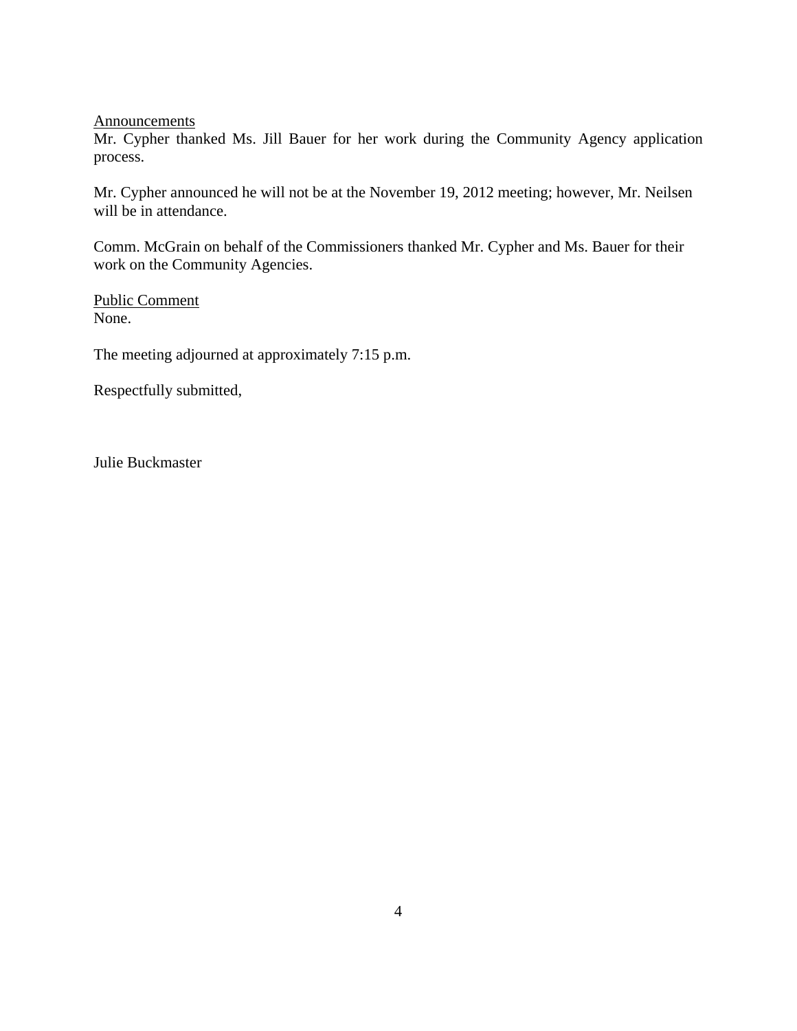Announcements

Mr. Cypher thanked Ms. Jill Bauer for her work during the Community Agency application process.

Mr. Cypher announced he will not be at the November 19, 2012 meeting; however, Mr. Neilsen will be in attendance.

Comm. McGrain on behalf of the Commissioners thanked Mr. Cypher and Ms. Bauer for their work on the Community Agencies.

Public Comment

None.

The meeting adjourned at approximately 7:15 p.m.

Respectfully submitted,

Julie Buckmaster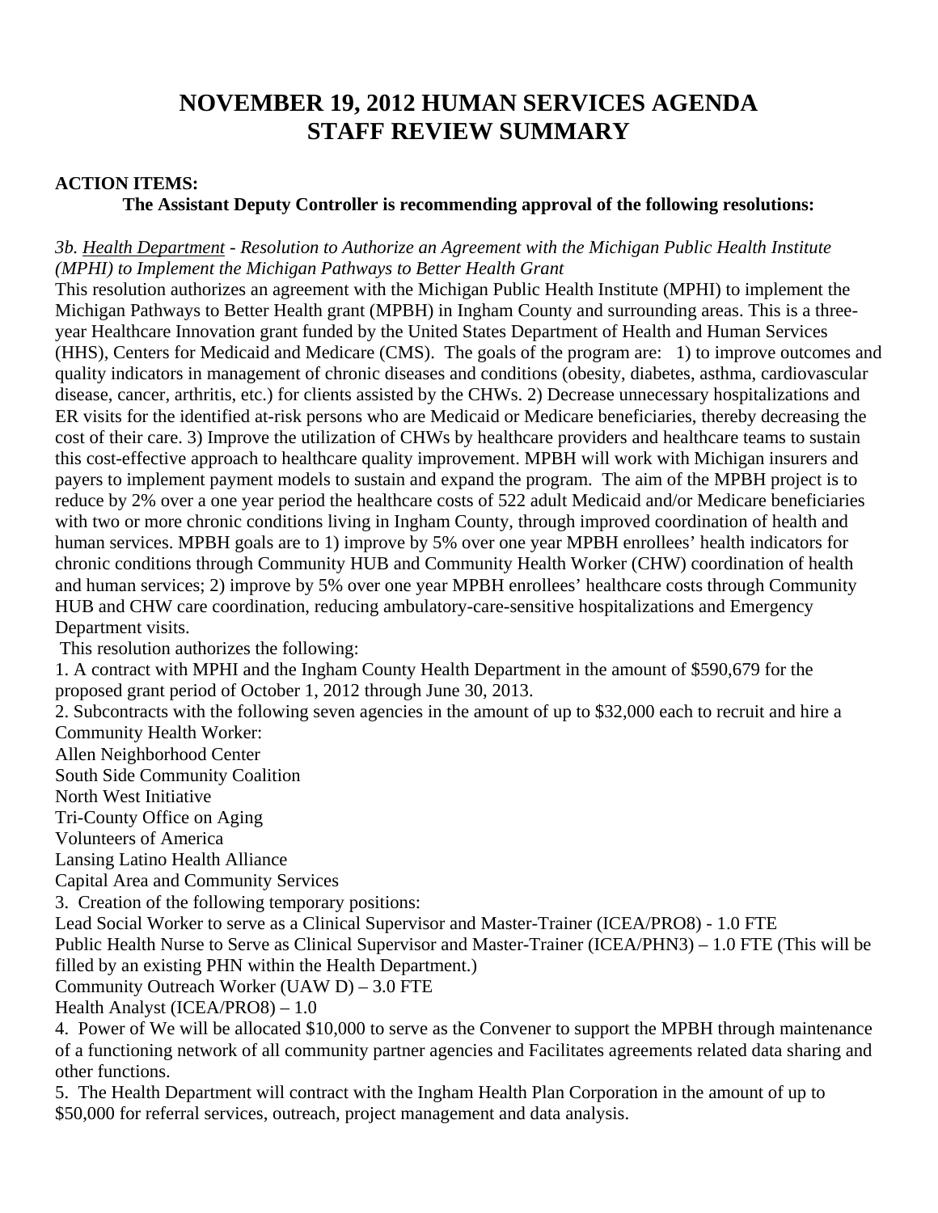# NOVEMBER 19, 2012 HUMAN SERVICES AGENDA STAFF REVIEW SUMMARY

**ACTION ITEMS:**

**The Assistant Deputy Controller is recommending approval of the following resolutions:**

*3b. Health Department - Resolution to Authorize an Agreement with the Michigan Public Health Institute (MPHI) to Implement the Michigan Pathways to Better Health Grant*

This resolution authorizes an agreement with the Michigan Public Health Institute (MPHI) to implement the Michigan Pathways to Better Health grant (MPBH) in Ingham County and surrounding areas. This is a three-year Healthcare Innovation grant funded by the United States Department of Health and Human Services (HHS), Centers for Medicaid and Medicare (CMS). The goals of the program are: 1) to improve outcomes and quality indicators in management of chronic diseases and conditions (obesity, diabetes, asthma, cardiovascular disease, cancer, arthritis, etc.) for clients assisted by the CHWs. 2) Decrease unnecessary hospitalizations and ER visits for the identified at-risk persons who are Medicaid or Medicare beneficiaries, thereby decreasing the cost of their care. 3) Improve the utilization of CHWs by healthcare providers and healthcare teams to sustain this cost-effective approach to healthcare quality improvement. MPBH will work with Michigan insurers and payers to implement payment models to sustain and expand the program. The aim of the MPBH project is to reduce by 2% over a one year period the healthcare costs of 522 adult Medicaid and/or Medicare beneficiaries with two or more chronic conditions living in Ingham County, through improved coordination of health and human services. MPBH goals are to 1) improve by 5% over one year MPBH enrollees' health indicators for chronic conditions through Community HUB and Community Health Worker (CHW) coordination of health and human services; 2) improve by 5% over one year MPBH enrollees' healthcare costs through Community HUB and CHW care coordination, reducing ambulatory-care-sensitive hospitalizations and Emergency Department visits.

This resolution authorizes the following:

1. A contract with MPHI and the Ingham County Health Department in the amount of $590,679 for the proposed grant period of October 1, 2012 through June 30, 2013.
2. Subcontracts with the following seven agencies in the amount of up to $32,000 each to recruit and hire a Community Health Worker:
   Allen Neighborhood Center
   South Side Community Coalition
   North West Initiative
   Tri-County Office on Aging
   Volunteers of America
   Lansing Latino Health Alliance
   Capital Area and Community Services
3. Creation of the following temporary positions:
   Lead Social Worker to serve as a Clinical Supervisor and Master-Trainer (ICEA/PRO8) - 1.0 FTE
   Public Health Nurse to Serve as Clinical Supervisor and Master-Trainer (ICEA/PHN3) – 1.0 FTE (This will be filled by an existing PHN within the Health Department.)
   Community Outreach Worker (UAW D) – 3.0 FTE
   Health Analyst (ICEA/PRO8) – 1.0
4. Power of We will be allocated $10,000 to serve as the Convener to support the MPBH through maintenance of a functioning network of all community partner agencies and Facilitates agreements related data sharing and other functions.
5. The Health Department will contract with the Ingham Health Plan Corporation in the amount of up to $50,000 for referral services, outreach, project management and data analysis.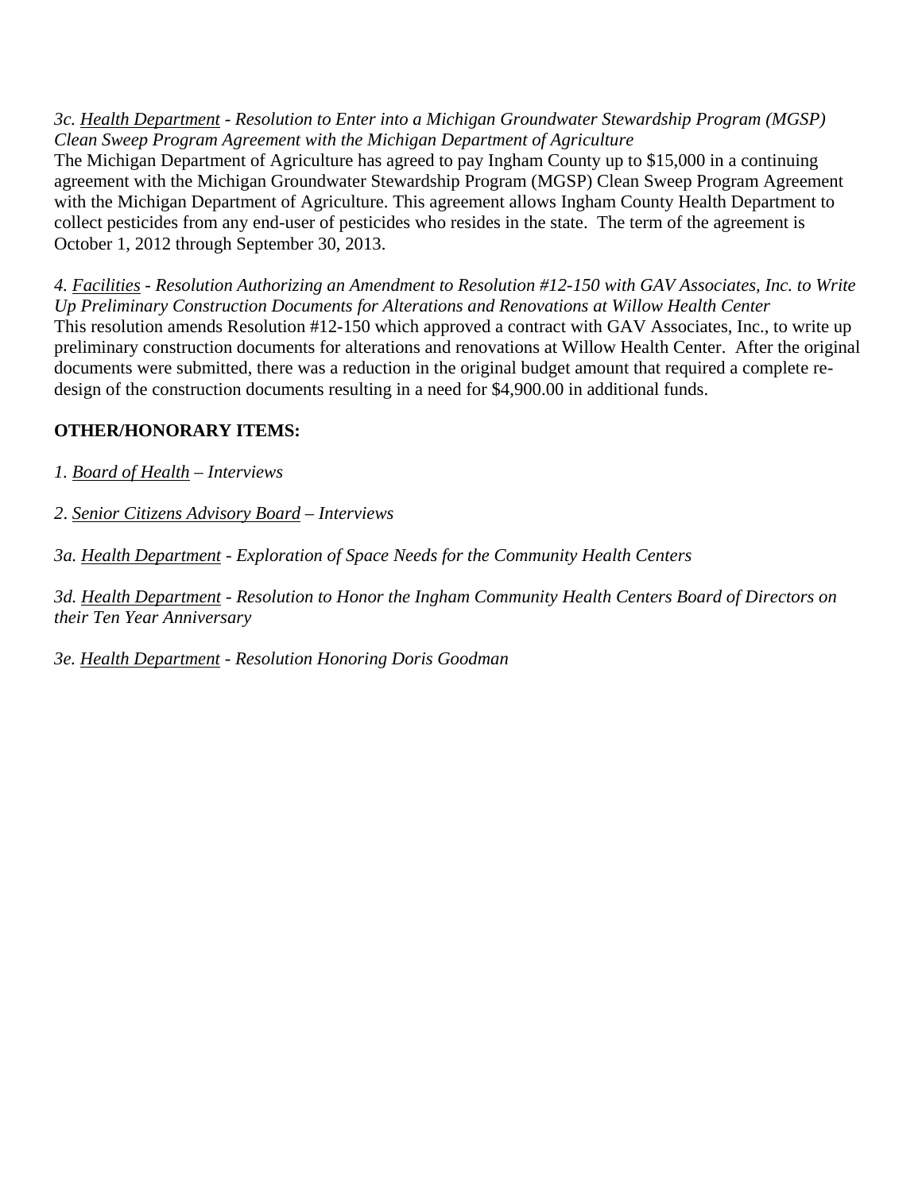*3c. <u>Health Department</u> - Resolution to Enter into a Michigan Groundwater Stewardship Program (MGSP) Clean Sweep Program Agreement with the Michigan Department of Agriculture*
The Michigan Department of Agriculture has agreed to pay Ingham County up to $15,000 in a continuing agreement with the Michigan Groundwater Stewardship Program (MGSP) Clean Sweep Program Agreement with the Michigan Department of Agriculture. This agreement allows Ingham County Health Department to collect pesticides from any end-user of pesticides who resides in the state. The term of the agreement is October 1, 2012 through September 30, 2013.

*4. <u>Facilities</u> - Resolution Authorizing an Amendment to Resolution #12-150 with GAV Associates, Inc. to Write Up Preliminary Construction Documents for Alterations and Renovations at Willow Health Center*
This resolution amends Resolution #12-150 which approved a contract with GAV Associates, Inc., to write up preliminary construction documents for alterations and renovations at Willow Health Center. After the original documents were submitted, there was a reduction in the original budget amount that required a complete re-design of the construction documents resulting in a need for $4,900.00 in additional funds.

**OTHER/HONORARY ITEMS:**

*1. <u>Board of Health</u> – Interviews*

*2. <u>Senior Citizens Advisory Board</u> – Interviews*

*3a. <u>Health Department</u> - Exploration of Space Needs for the Community Health Centers*

*3d. <u>Health Department</u> - Resolution to Honor the Ingham Community Health Centers Board of Directors on their Ten Year Anniversary*

*3e. <u>Health Department</u> - Resolution Honoring Doris Goodman*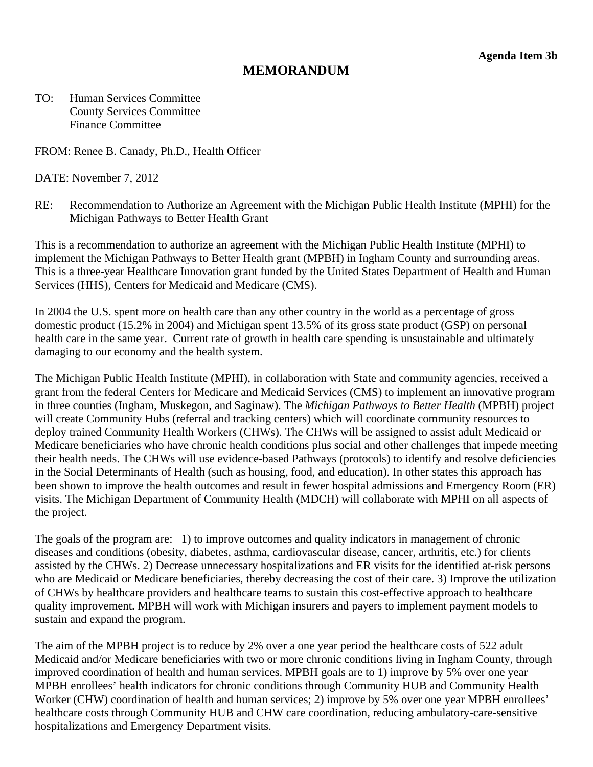**Agenda Item 3b**

# MEMORANDUM

TO: Human Services Committee
County Services Committee
Finance Committee

FROM: Renee B. Canady, Ph.D., Health Officer

DATE: November 7, 2012

RE: Recommendation to Authorize an Agreement with the Michigan Public Health Institute (MPHI) for the Michigan Pathways to Better Health Grant

This is a recommendation to authorize an agreement with the Michigan Public Health Institute (MPHI) to implement the Michigan Pathways to Better Health grant (MPBH) in Ingham County and surrounding areas. This is a three-year Healthcare Innovation grant funded by the United States Department of Health and Human Services (HHS), Centers for Medicaid and Medicare (CMS).

In 2004 the U.S. spent more on health care than any other country in the world as a percentage of gross domestic product (15.2% in 2004) and Michigan spent 13.5% of its gross state product (GSP) on personal health care in the same year. Current rate of growth in health care spending is unsustainable and ultimately damaging to our economy and the health system.

The Michigan Public Health Institute (MPHI), in collaboration with State and community agencies, received a grant from the federal Centers for Medicare and Medicaid Services (CMS) to implement an innovative program in three counties (Ingham, Muskegon, and Saginaw). The *Michigan Pathways to Better Health* (MPBH) project will create Community Hubs (referral and tracking centers) which will coordinate community resources to deploy trained Community Health Workers (CHWs). The CHWs will be assigned to assist adult Medicaid or Medicare beneficiaries who have chronic health conditions plus social and other challenges that impede meeting their health needs. The CHWs will use evidence-based Pathways (protocols) to identify and resolve deficiencies in the Social Determinants of Health (such as housing, food, and education). In other states this approach has been shown to improve the health outcomes and result in fewer hospital admissions and Emergency Room (ER) visits. The Michigan Department of Community Health (MDCH) will collaborate with MPHI on all aspects of the project.

The goals of the program are: 1) to improve outcomes and quality indicators in management of chronic diseases and conditions (obesity, diabetes, asthma, cardiovascular disease, cancer, arthritis, etc.) for clients assisted by the CHWs. 2) Decrease unnecessary hospitalizations and ER visits for the identified at-risk persons who are Medicaid or Medicare beneficiaries, thereby decreasing the cost of their care. 3) Improve the utilization of CHWs by healthcare providers and healthcare teams to sustain this cost-effective approach to healthcare quality improvement. MPBH will work with Michigan insurers and payers to implement payment models to sustain and expand the program.

The aim of the MPBH project is to reduce by 2% over a one year period the healthcare costs of 522 adult Medicaid and/or Medicare beneficiaries with two or more chronic conditions living in Ingham County, through improved coordination of health and human services. MPBH goals are to 1) improve by 5% over one year MPBH enrollees' health indicators for chronic conditions through Community HUB and Community Health Worker (CHW) coordination of health and human services; 2) improve by 5% over one year MPBH enrollees' healthcare costs through Community HUB and CHW care coordination, reducing ambulatory-care-sensitive hospitalizations and Emergency Department visits.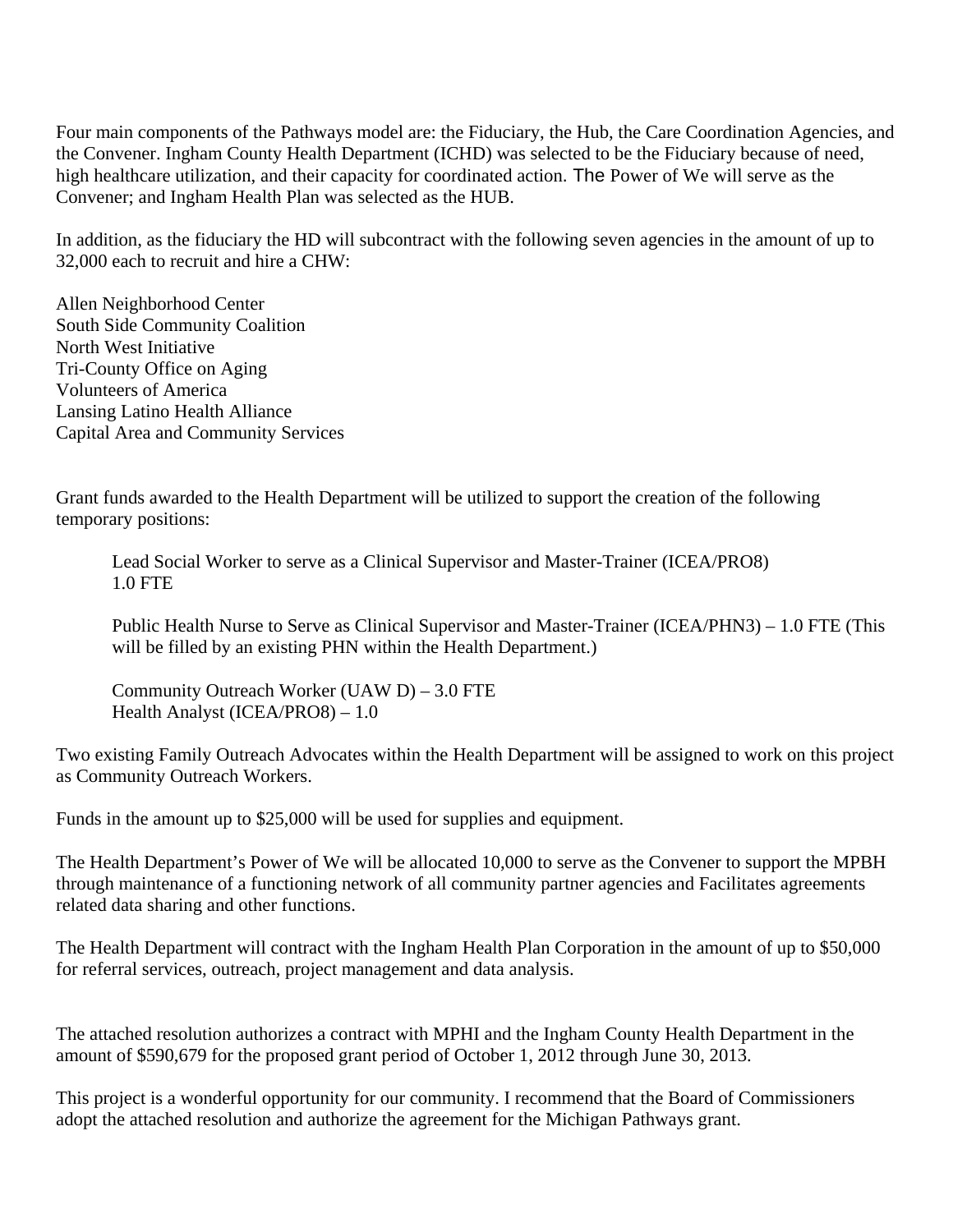Four main components of the Pathways model are: the Fiduciary, the Hub, the Care Coordination Agencies, and the Convener. Ingham County Health Department (ICHD) was selected to be the Fiduciary because of need, high healthcare utilization, and their capacity for coordinated action. The Power of We will serve as the Convener; and Ingham Health Plan was selected as the HUB.

In addition, as the fiduciary the HD will subcontract with the following seven agencies in the amount of up to 32,000 each to recruit and hire a CHW:

Allen Neighborhood Center
South Side Community Coalition
North West Initiative
Tri-County Office on Aging
Volunteers of America
Lansing Latino Health Alliance
Capital Area and Community Services

Grant funds awarded to the Health Department will be utilized to support the creation of the following temporary positions:

> Lead Social Worker to serve as a Clinical Supervisor and Master-Trainer (ICEA/PRO8) 1.0 FTE
>
> Public Health Nurse to Serve as Clinical Supervisor and Master-Trainer (ICEA/PHN3) – 1.0 FTE (This will be filled by an existing PHN within the Health Department.)
>
> Community Outreach Worker (UAW D) – 3.0 FTE
> Health Analyst (ICEA/PRO8) – 1.0

Two existing Family Outreach Advocates within the Health Department will be assigned to work on this project as Community Outreach Workers.

Funds in the amount up to $25,000 will be used for supplies and equipment.

The Health Department's Power of We will be allocated 10,000 to serve as the Convener to support the MPBH through maintenance of a functioning network of all community partner agencies and Facilitates agreements related data sharing and other functions.

The Health Department will contract with the Ingham Health Plan Corporation in the amount of up to $50,000 for referral services, outreach, project management and data analysis.

The attached resolution authorizes a contract with MPHI and the Ingham County Health Department in the amount of $590,679 for the proposed grant period of October 1, 2012 through June 30, 2013.

This project is a wonderful opportunity for our community. I recommend that the Board of Commissioners adopt the attached resolution and authorize the agreement for the Michigan Pathways grant.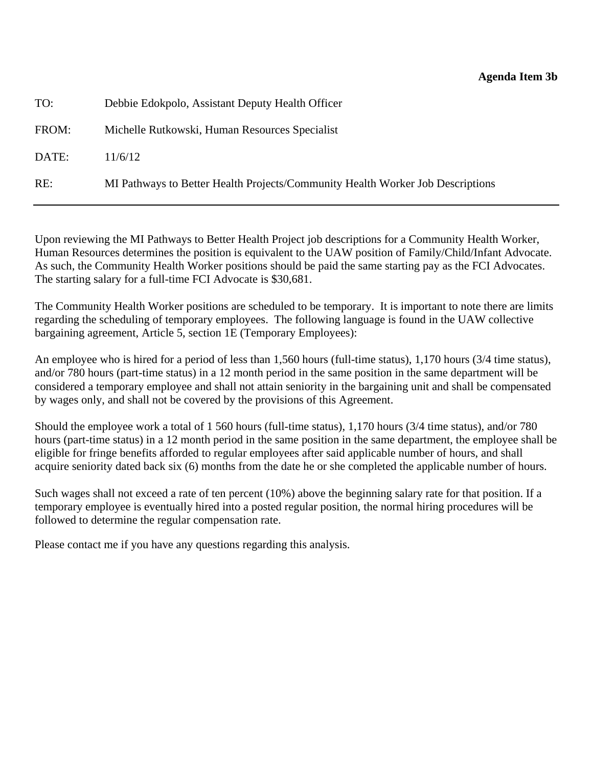**Agenda Item 3b**

TO: Debbie Edokpolo, Assistant Deputy Health Officer

FROM: Michelle Rutkowski, Human Resources Specialist

DATE: 11/6/12

RE: MI Pathways to Better Health Projects/Community Health Worker Job Descriptions

---

Upon reviewing the MI Pathways to Better Health Project job descriptions for a Community Health Worker, Human Resources determines the position is equivalent to the UAW position of Family/Child/Infant Advocate. As such, the Community Health Worker positions should be paid the same starting pay as the FCI Advocates. The starting salary for a full-time FCI Advocate is $30,681.

The Community Health Worker positions are scheduled to be temporary. It is important to note there are limits regarding the scheduling of temporary employees. The following language is found in the UAW collective bargaining agreement, Article 5, section 1E (Temporary Employees):

An employee who is hired for a period of less than 1,560 hours (full-time status), 1,170 hours (3/4 time status), and/or 780 hours (part-time status) in a 12 month period in the same position in the same department will be considered a temporary employee and shall not attain seniority in the bargaining unit and shall be compensated by wages only, and shall not be covered by the provisions of this Agreement.

Should the employee work a total of 1 560 hours (full-time status), 1,170 hours (3/4 time status), and/or 780 hours (part-time status) in a 12 month period in the same position in the same department, the employee shall be eligible for fringe benefits afforded to regular employees after said applicable number of hours, and shall acquire seniority dated back six (6) months from the date he or she completed the applicable number of hours.

Such wages shall not exceed a rate of ten percent (10%) above the beginning salary rate for that position. If a temporary employee is eventually hired into a posted regular position, the normal hiring procedures will be followed to determine the regular compensation rate.

Please contact me if you have any questions regarding this analysis.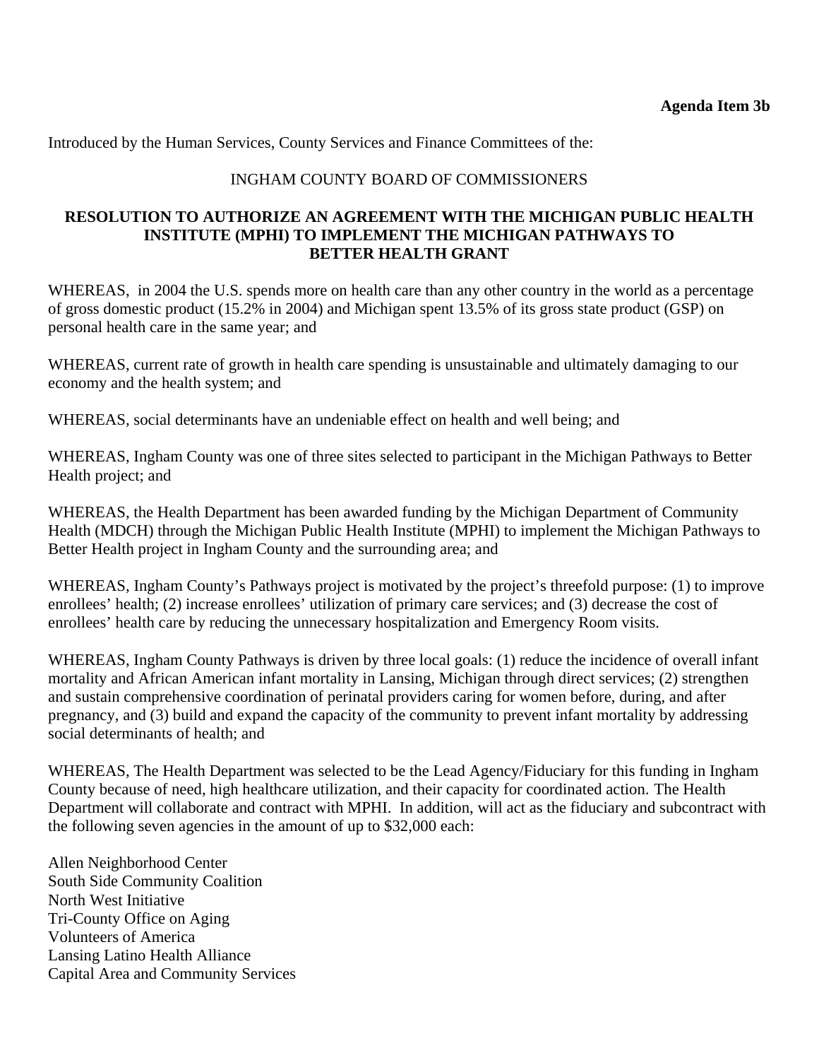**Agenda Item 3b**

Introduced by the Human Services, County Services and Finance Committees of the:

INGHAM COUNTY BOARD OF COMMISSIONERS

**RESOLUTION TO AUTHORIZE AN AGREEMENT WITH THE MICHIGAN PUBLIC HEALTH INSTITUTE (MPHI) TO IMPLEMENT THE MICHIGAN PATHWAYS TO BETTER HEALTH GRANT**

WHEREAS, in 2004 the U.S. spends more on health care than any other country in the world as a percentage of gross domestic product (15.2% in 2004) and Michigan spent 13.5% of its gross state product (GSP) on personal health care in the same year; and

WHEREAS, current rate of growth in health care spending is unsustainable and ultimately damaging to our economy and the health system; and

WHEREAS, social determinants have an undeniable effect on health and well being; and

WHEREAS, Ingham County was one of three sites selected to participant in the Michigan Pathways to Better Health project; and

WHEREAS, the Health Department has been awarded funding by the Michigan Department of Community Health (MDCH) through the Michigan Public Health Institute (MPHI) to implement the Michigan Pathways to Better Health project in Ingham County and the surrounding area; and

WHEREAS, Ingham County's Pathways project is motivated by the project's threefold purpose: (1) to improve enrollees' health; (2) increase enrollees' utilization of primary care services; and (3) decrease the cost of enrollees' health care by reducing the unnecessary hospitalization and Emergency Room visits.

WHEREAS, Ingham County Pathways is driven by three local goals: (1) reduce the incidence of overall infant mortality and African American infant mortality in Lansing, Michigan through direct services; (2) strengthen and sustain comprehensive coordination of perinatal providers caring for women before, during, and after pregnancy, and (3) build and expand the capacity of the community to prevent infant mortality by addressing social determinants of health; and

WHEREAS, The Health Department was selected to be the Lead Agency/Fiduciary for this funding in Ingham County because of need, high healthcare utilization, and their capacity for coordinated action. The Health Department will collaborate and contract with MPHI. In addition, will act as the fiduciary and subcontract with the following seven agencies in the amount of up to $32,000 each:

Allen Neighborhood Center
South Side Community Coalition
North West Initiative
Tri-County Office on Aging
Volunteers of America
Lansing Latino Health Alliance
Capital Area and Community Services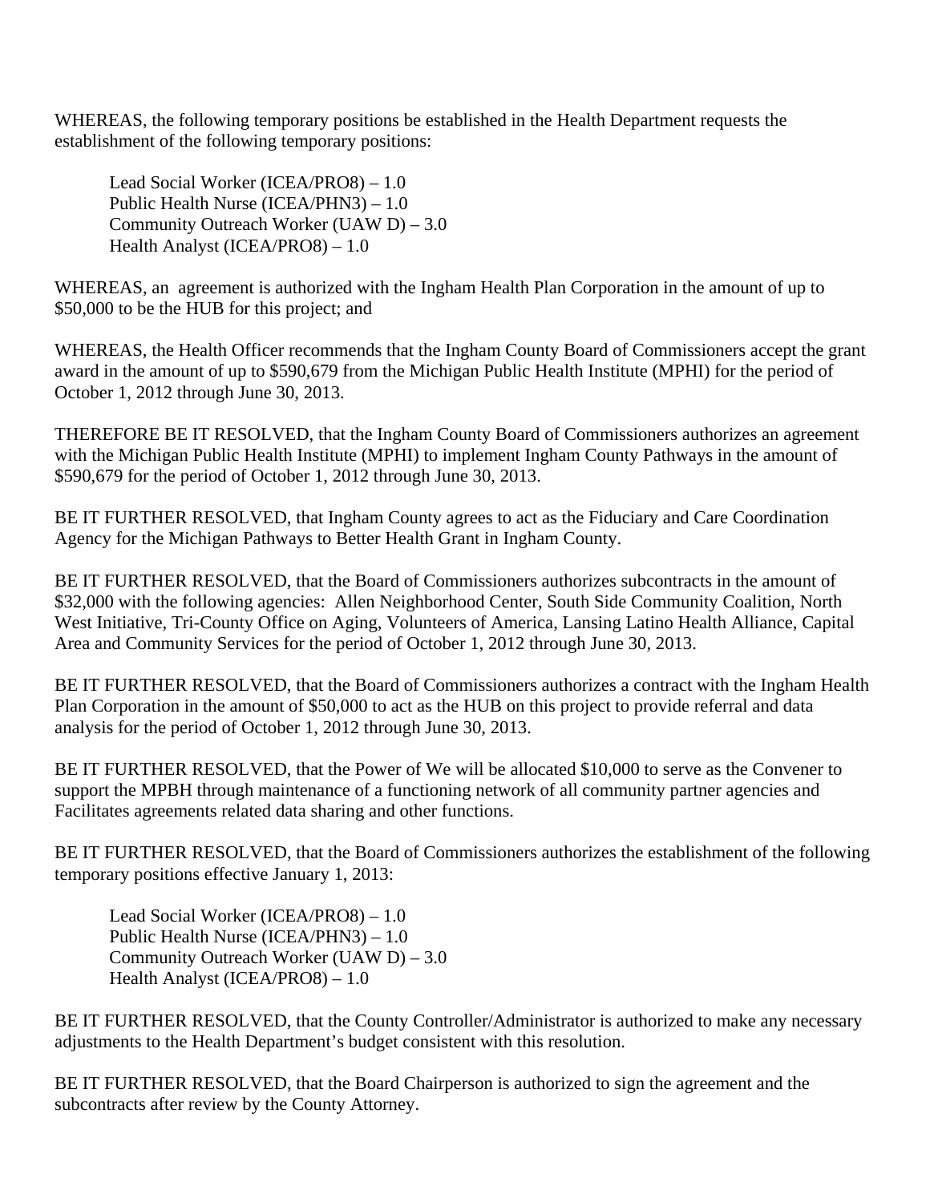WHEREAS, the following temporary positions be established in the Health Department requests the establishment of the following temporary positions:

Lead Social Worker (ICEA/PRO8) – 1.0
Public Health Nurse (ICEA/PHN3) – 1.0
Community Outreach Worker (UAW D) – 3.0
Health Analyst (ICEA/PRO8) – 1.0

WHEREAS, an  agreement is authorized with the Ingham Health Plan Corporation in the amount of up to $50,000 to be the HUB for this project; and

WHEREAS, the Health Officer recommends that the Ingham County Board of Commissioners accept the grant award in the amount of up to $590,679 from the Michigan Public Health Institute (MPHI) for the period of October 1, 2012 through June 30, 2013.

THEREFORE BE IT RESOLVED, that the Ingham County Board of Commissioners authorizes an agreement with the Michigan Public Health Institute (MPHI) to implement Ingham County Pathways in the amount of $590,679 for the period of October 1, 2012 through June 30, 2013.

BE IT FURTHER RESOLVED, that Ingham County agrees to act as the Fiduciary and Care Coordination Agency for the Michigan Pathways to Better Health Grant in Ingham County.

BE IT FURTHER RESOLVED, that the Board of Commissioners authorizes subcontracts in the amount of $32,000 with the following agencies:  Allen Neighborhood Center, South Side Community Coalition, North West Initiative, Tri-County Office on Aging, Volunteers of America, Lansing Latino Health Alliance, Capital Area and Community Services for the period of October 1, 2012 through June 30, 2013.

BE IT FURTHER RESOLVED, that the Board of Commissioners authorizes a contract with the Ingham Health Plan Corporation in the amount of $50,000 to act as the HUB on this project to provide referral and data analysis for the period of October 1, 2012 through June 30, 2013.

BE IT FURTHER RESOLVED, that the Power of We will be allocated $10,000 to serve as the Convener to support the MPBH through maintenance of a functioning network of all community partner agencies and Facilitates agreements related data sharing and other functions.

BE IT FURTHER RESOLVED, that the Board of Commissioners authorizes the establishment of the following temporary positions effective January 1, 2013:

Lead Social Worker (ICEA/PRO8) – 1.0
Public Health Nurse (ICEA/PHN3) – 1.0
Community Outreach Worker (UAW D) – 3.0
Health Analyst (ICEA/PRO8) – 1.0

BE IT FURTHER RESOLVED, that the County Controller/Administrator is authorized to make any necessary adjustments to the Health Department's budget consistent with this resolution.

BE IT FURTHER RESOLVED, that the Board Chairperson is authorized to sign the agreement and the subcontracts after review by the County Attorney.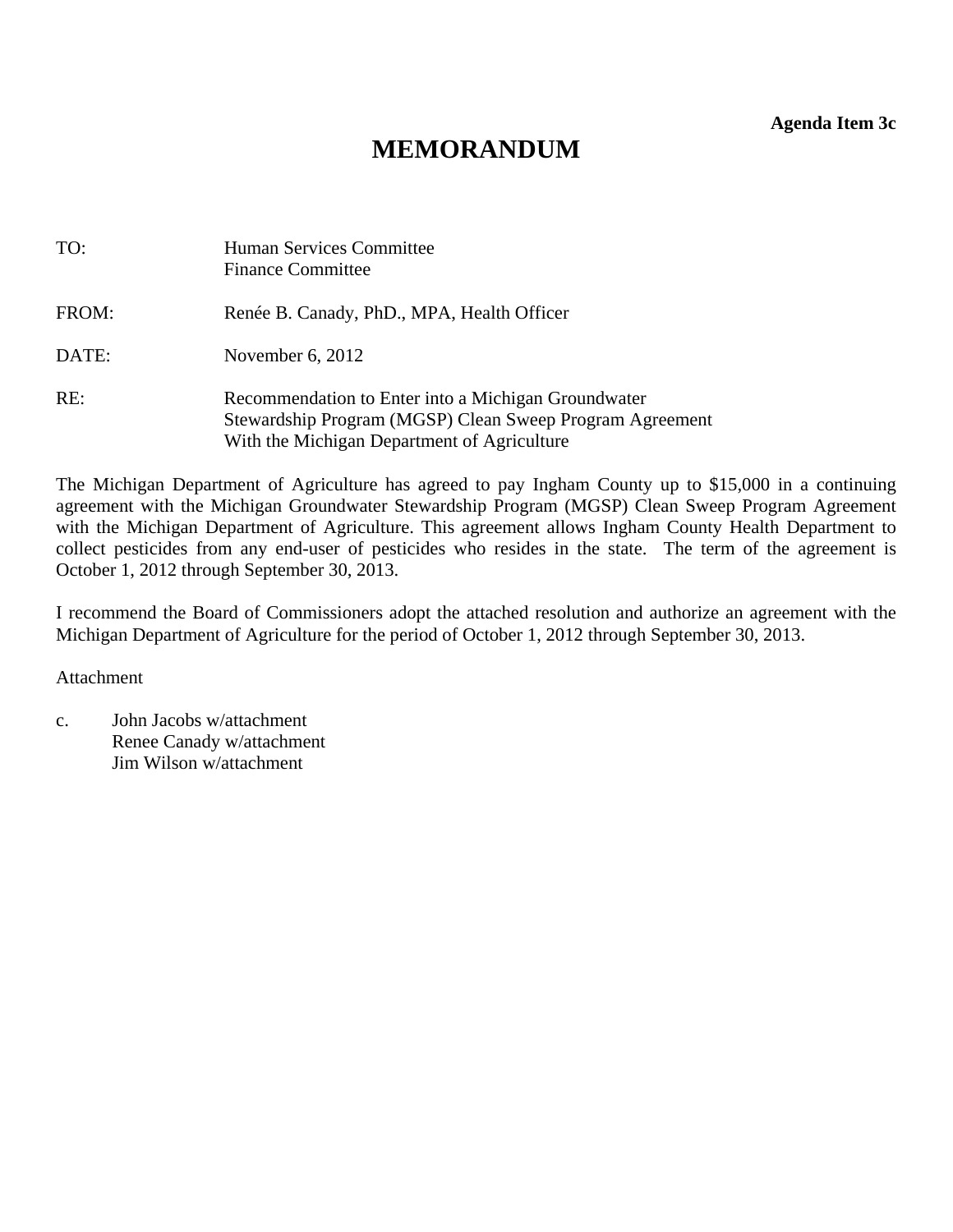**Agenda Item 3c**

# MEMORANDUM

TO: Human Services Committee
Finance Committee

FROM: Renée B. Canady, PhD., MPA, Health Officer

DATE: November 6, 2012

RE: Recommendation to Enter into a Michigan Groundwater Stewardship Program (MGSP) Clean Sweep Program Agreement With the Michigan Department of Agriculture

The Michigan Department of Agriculture has agreed to pay Ingham County up to $15,000 in a continuing agreement with the Michigan Groundwater Stewardship Program (MGSP) Clean Sweep Program Agreement with the Michigan Department of Agriculture. This agreement allows Ingham County Health Department to collect pesticides from any end-user of pesticides who resides in the state. The term of the agreement is October 1, 2012 through September 30, 2013.

I recommend the Board of Commissioners adopt the attached resolution and authorize an agreement with the Michigan Department of Agriculture for the period of October 1, 2012 through September 30, 2013.

Attachment

c. John Jacobs w/attachment
Renee Canady w/attachment
Jim Wilson w/attachment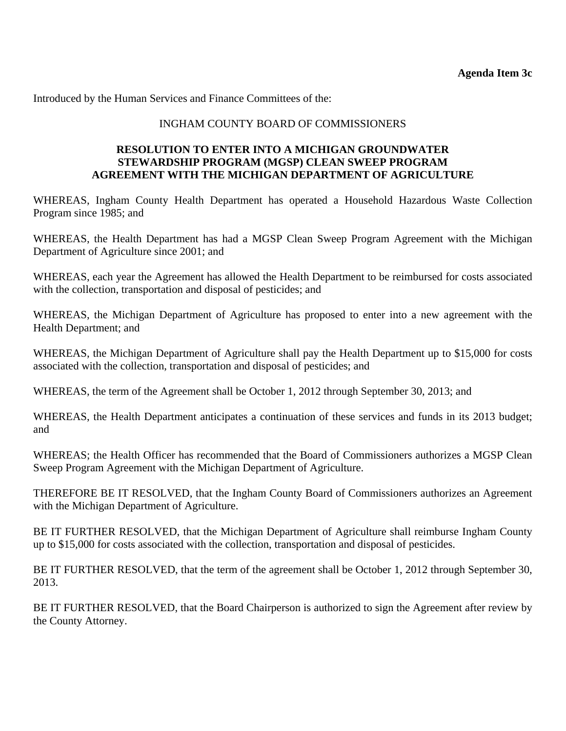**Agenda Item 3c**

Introduced by the Human Services and Finance Committees of the:

INGHAM COUNTY BOARD OF COMMISSIONERS

**RESOLUTION TO ENTER INTO A MICHIGAN GROUNDWATER STEWARDSHIP PROGRAM (MGSP) CLEAN SWEEP PROGRAM AGREEMENT WITH THE MICHIGAN DEPARTMENT OF AGRICULTURE**

WHEREAS, Ingham County Health Department has operated a Household Hazardous Waste Collection Program since 1985; and

WHEREAS, the Health Department has had a MGSP Clean Sweep Program Agreement with the Michigan Department of Agriculture since 2001; and

WHEREAS, each year the Agreement has allowed the Health Department to be reimbursed for costs associated with the collection, transportation and disposal of pesticides; and

WHEREAS, the Michigan Department of Agriculture has proposed to enter into a new agreement with the Health Department; and

WHEREAS, the Michigan Department of Agriculture shall pay the Health Department up to $15,000 for costs associated with the collection, transportation and disposal of pesticides; and

WHEREAS, the term of the Agreement shall be October 1, 2012 through September 30, 2013; and

WHEREAS, the Health Department anticipates a continuation of these services and funds in its 2013 budget; and

WHEREAS; the Health Officer has recommended that the Board of Commissioners authorizes a MGSP Clean Sweep Program Agreement with the Michigan Department of Agriculture.

THEREFORE BE IT RESOLVED, that the Ingham County Board of Commissioners authorizes an Agreement with the Michigan Department of Agriculture.

BE IT FURTHER RESOLVED, that the Michigan Department of Agriculture shall reimburse Ingham County up to $15,000 for costs associated with the collection, transportation and disposal of pesticides.

BE IT FURTHER RESOLVED, that the term of the agreement shall be October 1, 2012 through September 30, 2013.

BE IT FURTHER RESOLVED, that the Board Chairperson is authorized to sign the Agreement after review by the County Attorney.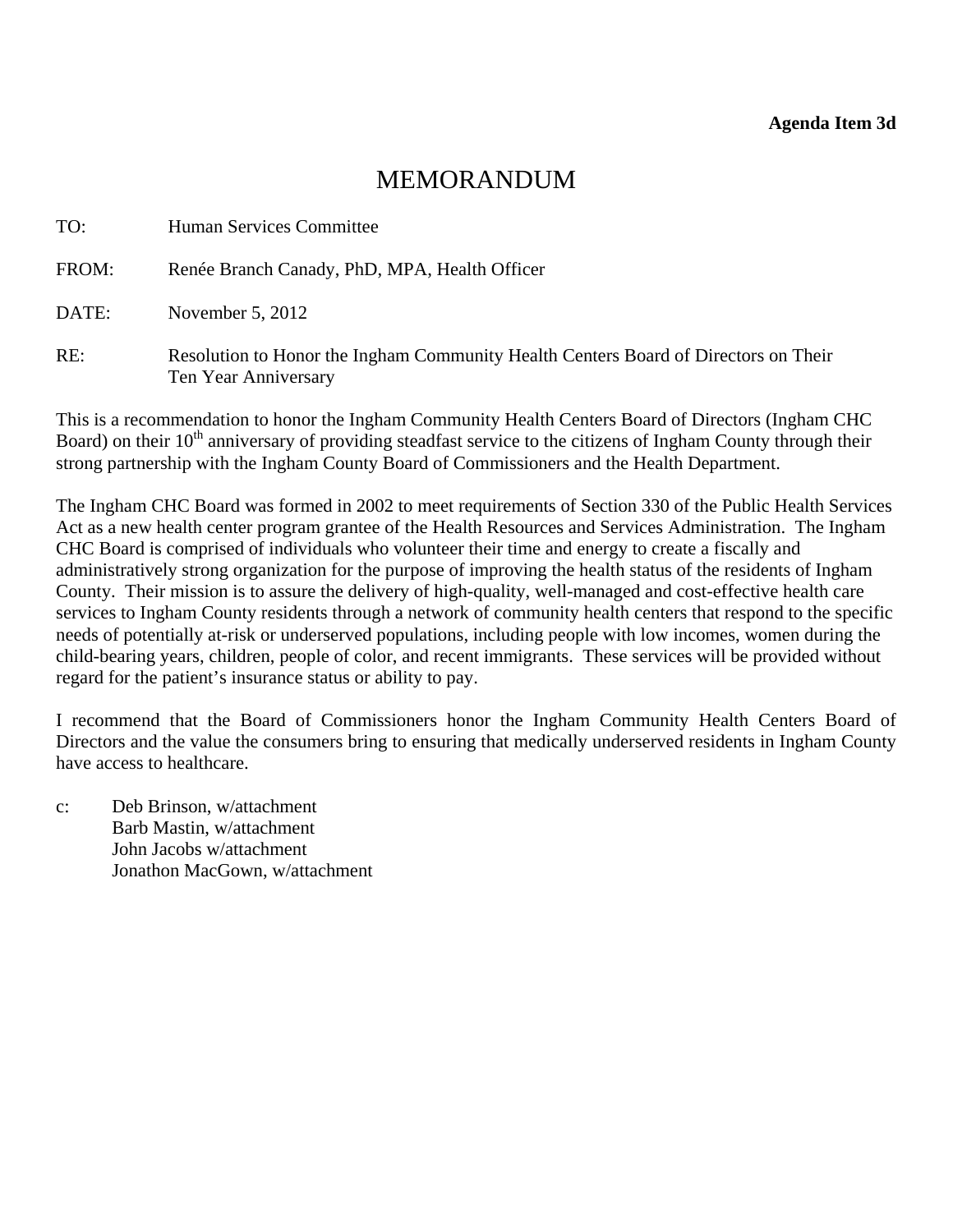**Agenda Item 3d**

# MEMORANDUM

TO: Human Services Committee

FROM: Renée Branch Canady, PhD, MPA, Health Officer

DATE: November 5, 2012

RE: Resolution to Honor the Ingham Community Health Centers Board of Directors on Their Ten Year Anniversary

This is a recommendation to honor the Ingham Community Health Centers Board of Directors (Ingham CHC Board) on their 10th anniversary of providing steadfast service to the citizens of Ingham County through their strong partnership with the Ingham County Board of Commissioners and the Health Department.

The Ingham CHC Board was formed in 2002 to meet requirements of Section 330 of the Public Health Services Act as a new health center program grantee of the Health Resources and Services Administration. The Ingham CHC Board is comprised of individuals who volunteer their time and energy to create a fiscally and administratively strong organization for the purpose of improving the health status of the residents of Ingham County. Their mission is to assure the delivery of high-quality, well-managed and cost-effective health care services to Ingham County residents through a network of community health centers that respond to the specific needs of potentially at-risk or underserved populations, including people with low incomes, women during the child-bearing years, children, people of color, and recent immigrants. These services will be provided without regard for the patient's insurance status or ability to pay.

I recommend that the Board of Commissioners honor the Ingham Community Health Centers Board of Directors and the value the consumers bring to ensuring that medically underserved residents in Ingham County have access to healthcare.

c: Deb Brinson, w/attachment
Barb Mastin, w/attachment
John Jacobs w/attachment
Jonathon MacGown, w/attachment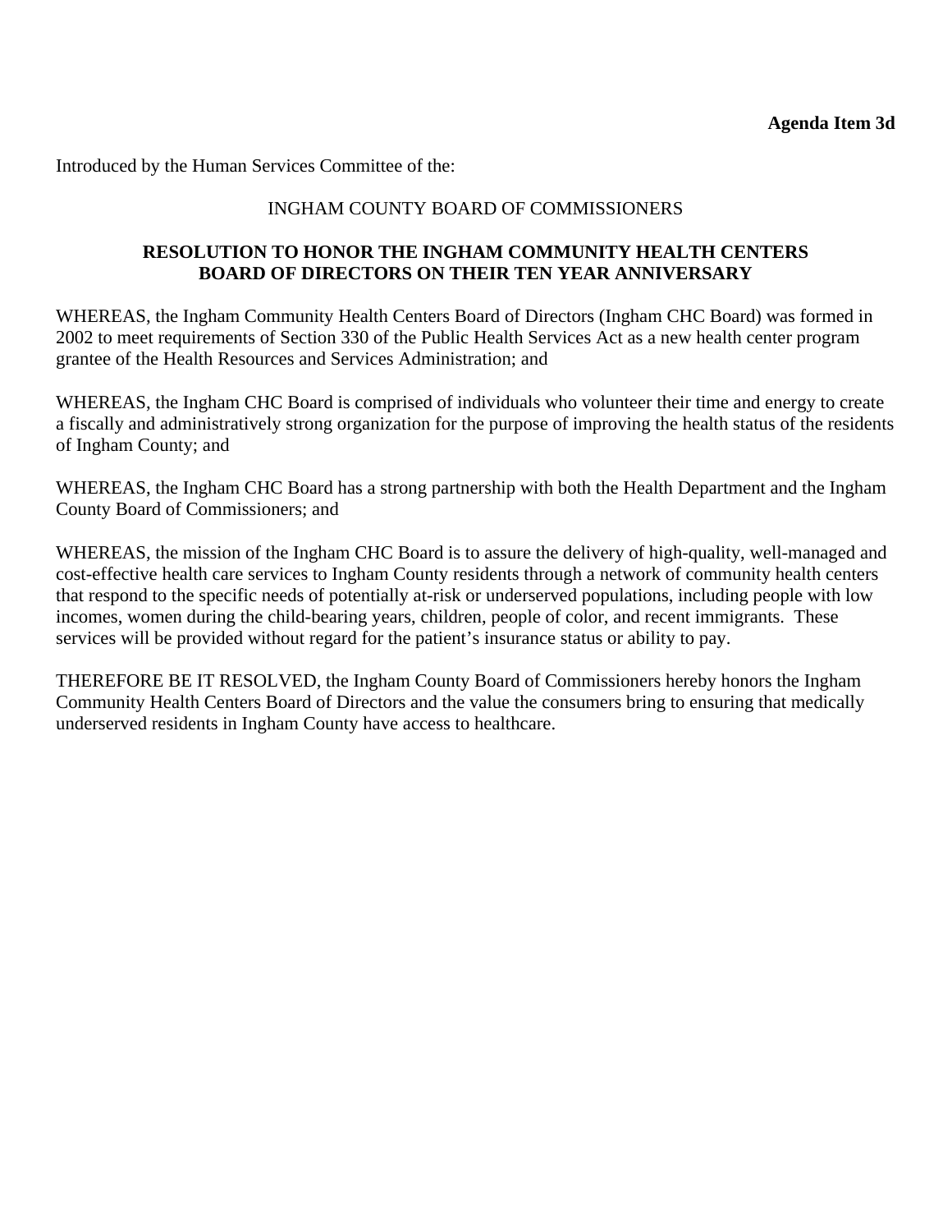**Agenda Item 3d**

Introduced by the Human Services Committee of the:

INGHAM COUNTY BOARD OF COMMISSIONERS

**RESOLUTION TO HONOR THE INGHAM COMMUNITY HEALTH CENTERS BOARD OF DIRECTORS ON THEIR TEN YEAR ANNIVERSARY**

WHEREAS, the Ingham Community Health Centers Board of Directors (Ingham CHC Board) was formed in 2002 to meet requirements of Section 330 of the Public Health Services Act as a new health center program grantee of the Health Resources and Services Administration; and

WHEREAS, the Ingham CHC Board is comprised of individuals who volunteer their time and energy to create a fiscally and administratively strong organization for the purpose of improving the health status of the residents of Ingham County; and

WHEREAS, the Ingham CHC Board has a strong partnership with both the Health Department and the Ingham County Board of Commissioners; and

WHEREAS, the mission of the Ingham CHC Board is to assure the delivery of high-quality, well-managed and cost-effective health care services to Ingham County residents through a network of community health centers that respond to the specific needs of potentially at-risk or underserved populations, including people with low incomes, women during the child-bearing years, children, people of color, and recent immigrants. These services will be provided without regard for the patient's insurance status or ability to pay.

THEREFORE BE IT RESOLVED, the Ingham County Board of Commissioners hereby honors the Ingham Community Health Centers Board of Directors and the value the consumers bring to ensuring that medically underserved residents in Ingham County have access to healthcare.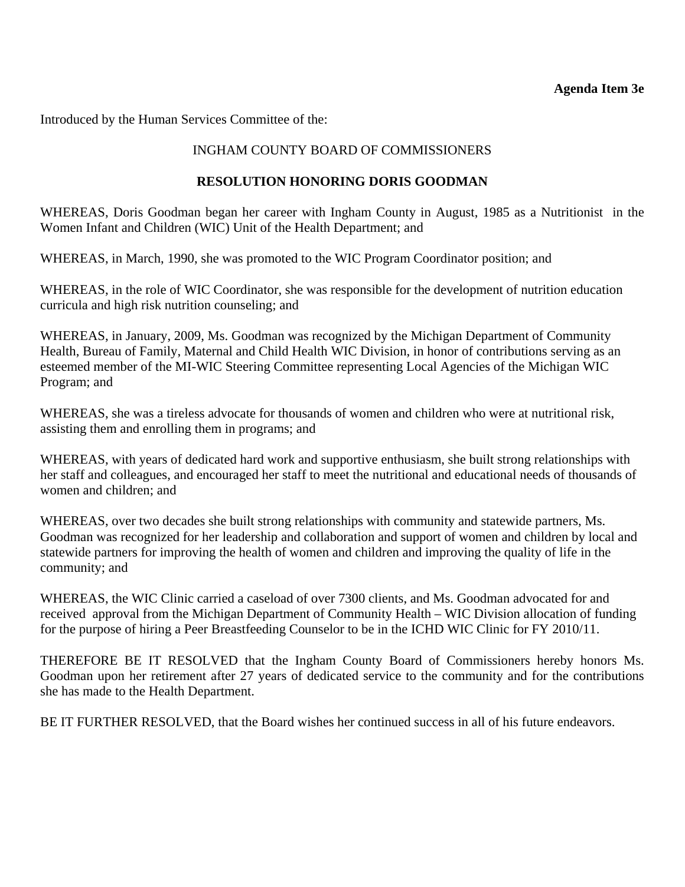**Agenda Item 3e**

Introduced by the Human Services Committee of the:

INGHAM COUNTY BOARD OF COMMISSIONERS

**RESOLUTION HONORING DORIS GOODMAN**

WHEREAS, Doris Goodman began her career with Ingham County in August, 1985 as a Nutritionist in the Women Infant and Children (WIC) Unit of the Health Department; and

WHEREAS, in March, 1990, she was promoted to the WIC Program Coordinator position; and

WHEREAS, in the role of WIC Coordinator, she was responsible for the development of nutrition education curricula and high risk nutrition counseling; and

WHEREAS, in January, 2009, Ms. Goodman was recognized by the Michigan Department of Community Health, Bureau of Family, Maternal and Child Health WIC Division, in honor of contributions serving as an esteemed member of the MI-WIC Steering Committee representing Local Agencies of the Michigan WIC Program; and

WHEREAS, she was a tireless advocate for thousands of women and children who were at nutritional risk, assisting them and enrolling them in programs; and

WHEREAS, with years of dedicated hard work and supportive enthusiasm, she built strong relationships with her staff and colleagues, and encouraged her staff to meet the nutritional and educational needs of thousands of women and children; and

WHEREAS, over two decades she built strong relationships with community and statewide partners, Ms. Goodman was recognized for her leadership and collaboration and support of women and children by local and statewide partners for improving the health of women and children and improving the quality of life in the community; and

WHEREAS, the WIC Clinic carried a caseload of over 7300 clients, and Ms. Goodman advocated for and received approval from the Michigan Department of Community Health – WIC Division allocation of funding for the purpose of hiring a Peer Breastfeeding Counselor to be in the ICHD WIC Clinic for FY 2010/11.

THEREFORE BE IT RESOLVED that the Ingham County Board of Commissioners hereby honors Ms. Goodman upon her retirement after 27 years of dedicated service to the community and for the contributions she has made to the Health Department.

BE IT FURTHER RESOLVED, that the Board wishes her continued success in all of his future endeavors.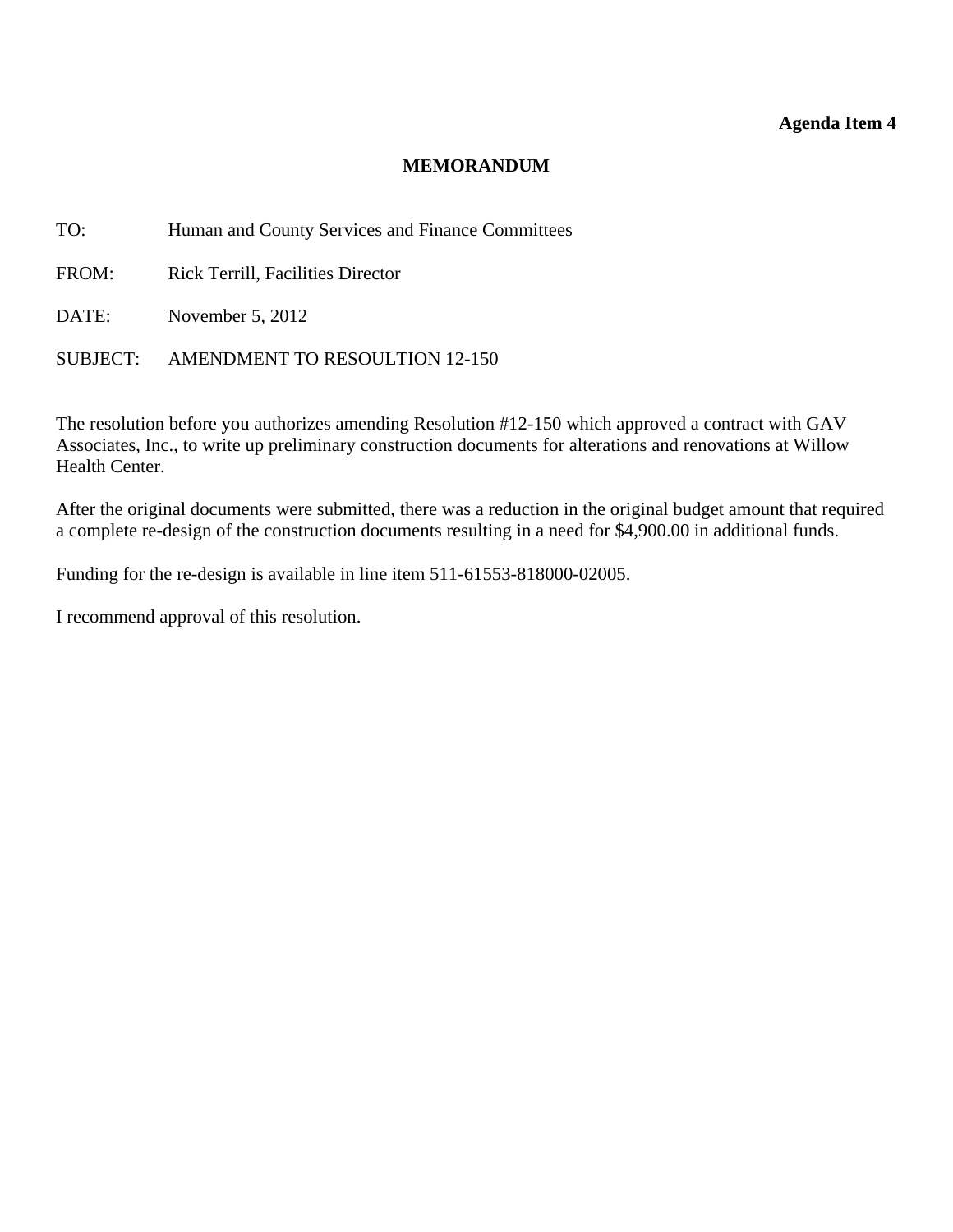**Agenda Item 4**

# MEMORANDUM

TO: Human and County Services and Finance Committees

FROM: Rick Terrill, Facilities Director

DATE: November 5, 2012

SUBJECT: AMENDMENT TO RESOULTION 12-150

The resolution before you authorizes amending Resolution #12-150 which approved a contract with GAV Associates, Inc., to write up preliminary construction documents for alterations and renovations at Willow Health Center.

After the original documents were submitted, there was a reduction in the original budget amount that required a complete re-design of the construction documents resulting in a need for $4,900.00 in additional funds.

Funding for the re-design is available in line item 511-61553-818000-02005.

I recommend approval of this resolution.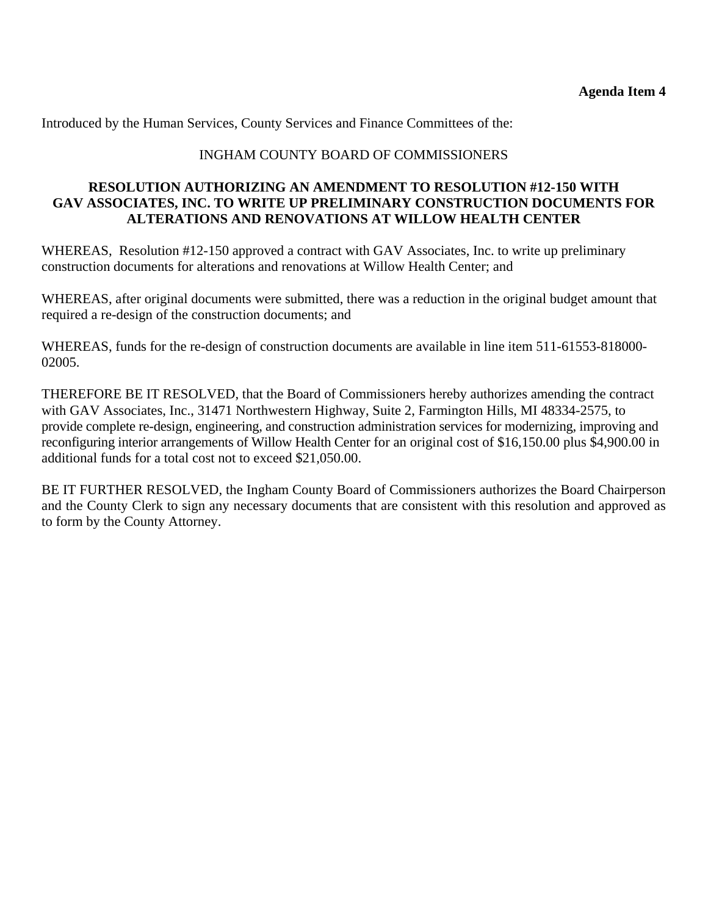**Agenda Item 4**

Introduced by the Human Services, County Services and Finance Committees of the:

INGHAM COUNTY BOARD OF COMMISSIONERS

**RESOLUTION AUTHORIZING AN AMENDMENT TO RESOLUTION #12-150 WITH GAV ASSOCIATES, INC. TO WRITE UP PRELIMINARY CONSTRUCTION DOCUMENTS FOR ALTERATIONS AND RENOVATIONS AT WILLOW HEALTH CENTER**

WHEREAS, Resolution #12-150 approved a contract with GAV Associates, Inc. to write up preliminary construction documents for alterations and renovations at Willow Health Center; and

WHEREAS, after original documents were submitted, there was a reduction in the original budget amount that required a re-design of the construction documents; and

WHEREAS, funds for the re-design of construction documents are available in line item 511-61553-818000-02005.

THEREFORE BE IT RESOLVED, that the Board of Commissioners hereby authorizes amending the contract with GAV Associates, Inc., 31471 Northwestern Highway, Suite 2, Farmington Hills, MI 48334-2575, to provide complete re-design, engineering, and construction administration services for modernizing, improving and reconfiguring interior arrangements of Willow Health Center for an original cost of $16,150.00 plus $4,900.00 in additional funds for a total cost not to exceed $21,050.00.

BE IT FURTHER RESOLVED, the Ingham County Board of Commissioners authorizes the Board Chairperson and the County Clerk to sign any necessary documents that are consistent with this resolution and approved as to form by the County Attorney.